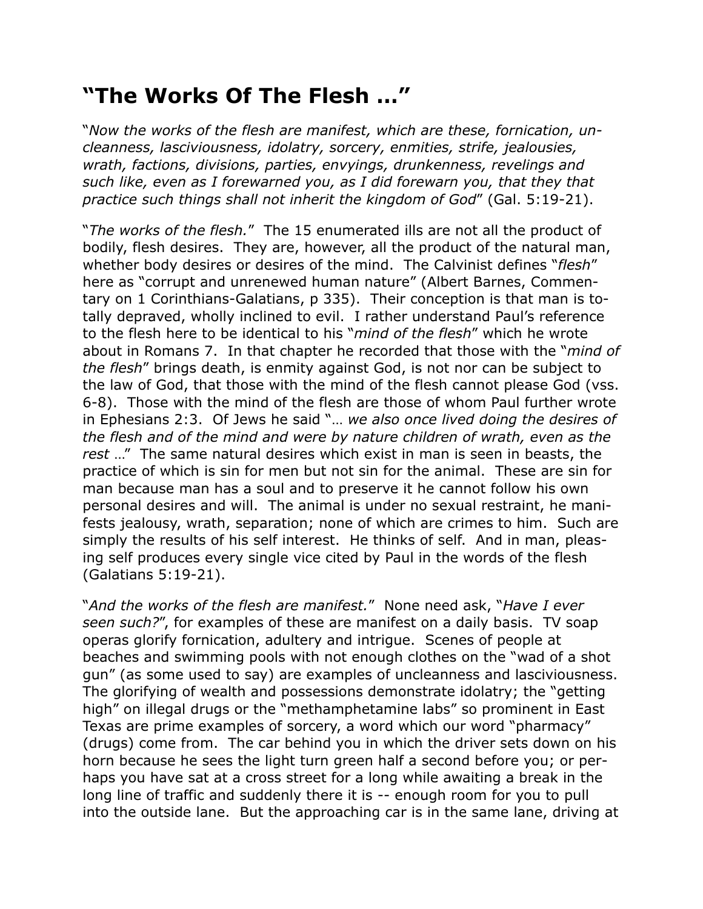# "The Works Of The Flesh …"

"*Now the works of the flesh are manifest, which are these, fornication, uncleanness, lasciviousness, idolatry, sorcery, enmities, strife, jealousies, wrath, factions, divisions, parties, envyings, drunkenness, revelings and such like, even as I forewarned you, as I did forewarn you, that they that practice such things shall not inherit the kingdom of God*" (Gal. 5:19-21).

"*The works of the flesh.*" The 15 enumerated ills are not all the product of bodily, flesh desires. They are, however, all the product of the natural man, whether body desires or desires of the mind. The Calvinist defines "*flesh*" here as "corrupt and unrenewed human nature" (Albert Barnes, Commentary on 1 Corinthians-Galatians, p 335). Their conception is that man is totally depraved, wholly inclined to evil. I rather understand Paul's reference to the flesh here to be identical to his "*mind of the flesh*" which he wrote about in Romans 7. In that chapter he recorded that those with the "*mind of the flesh*" brings death, is enmity against God, is not nor can be subject to the law of God, that those with the mind of the flesh cannot please God (vss. 6-8). Those with the mind of the flesh are those of whom Paul further wrote in Ephesians 2:3. Of Jews he said "… *we also once lived doing the desires of the flesh and of the mind and were by nature children of wrath, even as the rest* …" The same natural desires which exist in man is seen in beasts, the practice of which is sin for men but not sin for the animal. These are sin for man because man has a soul and to preserve it he cannot follow his own personal desires and will. The animal is under no sexual restraint, he manifests jealousy, wrath, separation; none of which are crimes to him. Such are simply the results of his self interest. He thinks of self. And in man, pleasing self produces every single vice cited by Paul in the words of the flesh (Galatians 5:19-21).

"*And the works of the flesh are manifest.*" None need ask, "*Have I ever seen such?*", for examples of these are manifest on a daily basis. TV soap operas glorify fornication, adultery and intrigue. Scenes of people at beaches and swimming pools with not enough clothes on the "wad of a shot gun" (as some used to say) are examples of uncleanness and lasciviousness. The glorifying of wealth and possessions demonstrate idolatry; the "getting high" on illegal drugs or the "methamphetamine labs" so prominent in East Texas are prime examples of sorcery, a word which our word "pharmacy" (drugs) come from. The car behind you in which the driver sets down on his horn because he sees the light turn green half a second before you; or perhaps you have sat at a cross street for a long while awaiting a break in the long line of traffic and suddenly there it is -- enough room for you to pull into the outside lane. But the approaching car is in the same lane, driving at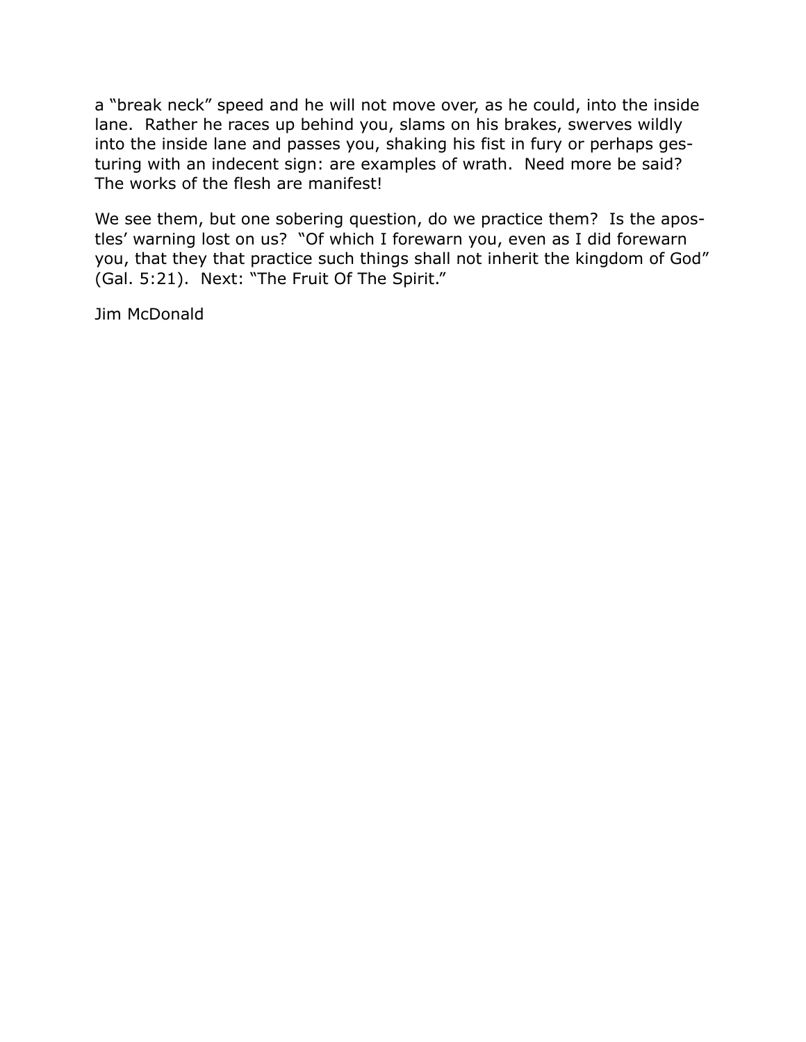a "break neck" speed and he will not move over, as he could, into the inside lane. Rather he races up behind you, slams on his brakes, swerves wildly into the inside lane and passes you, shaking his fist in fury or perhaps gesturing with an indecent sign: are examples of wrath. Need more be said? The works of the flesh are manifest!

We see them, but one sobering question, do we practice them? Is the apostles' warning lost on us? "Of which I forewarn you, even as I did forewarn you, that they that practice such things shall not inherit the kingdom of God" (Gal. 5:21). Next: "The Fruit Of The Spirit."

Jim McDonald